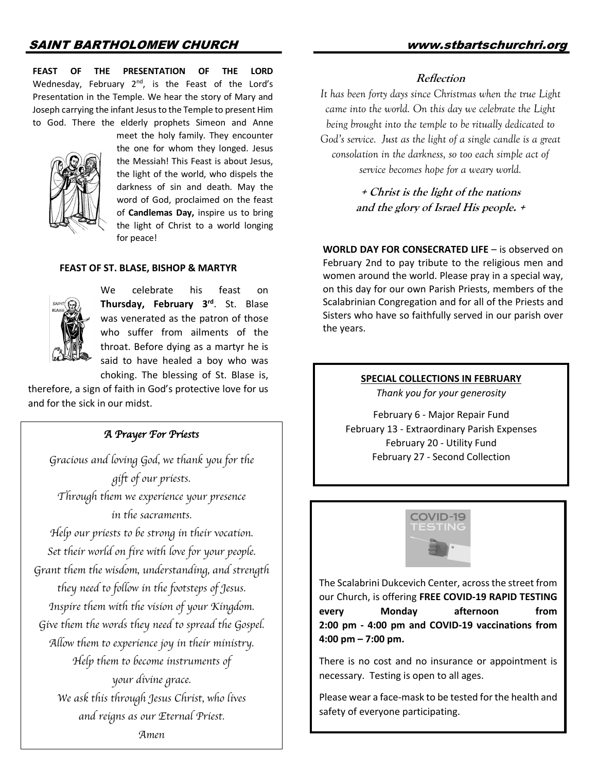**FEAST OF THE PRESENTATION OF THE LORD**
Wednesday, February 2nd, is the Feast of the Lord's Presentation in the Temple. We hear the story of Mary and Joseph carrying the infant Jesus to the Temple to present Him to God. There the elderly prophets Simeon and Anne meet the holy family. They encounter the one for whom they longed. Jesus the Messiah! This Feast is about Jesus, the light of the world, who dispels the darkness of sin and death. May the word of God, proclaimed on the feast of **Candlemas Day,** inspire us to bring the light of Christ to a world longing for peace!

**FEAST OF ST. BLASE, BISHOP & MARTYR**

We celebrate his feast on **Thursday, February 3rd**. St. Blase was venerated as the patron of those who suffer from ailments of the throat. Before dying as a martyr he is said to have healed a boy who was choking. The blessing of St. Blase is, therefore, a sign of faith in God's protective love for us and for the sick in our midst.

### *A Prayer For Priests*

*Gracious and loving God, we thank you for the gift of our priests.*
*Through them we experience your presence in the sacraments.*
*Help our priests to be strong in their vocation.*
*Set their world on fire with love for your people.*
*Grant them the wisdom, understanding, and strength they need to follow in the footsteps of Jesus.*
*Inspire them with the vision of your Kingdom.*
*Give them the words they need to spread the Gospel.*
*Allow them to experience joy in their ministry.*
*Help them to become instruments of your divine grace.*
*We ask this through Jesus Christ, who lives and reigns as our Eternal Priest.*
*Amen*

### Reflection

*It has been forty days since Christmas when the true Light came into the world. On this day we celebrate the Light being brought into the temple to be ritually dedicated to God's service. Just as the light of a single candle is a great consolation in the darkness, so too each simple act of service becomes hope for a weary world.*

**+ Christ is the light of the nations and the glory of Israel His people. +**

**WORLD DAY FOR CONSECRATED LIFE** – is observed on February 2nd to pay tribute to the religious men and women around the world. Please pray in a special way, on this day for our own Parish Priests, members of the Scalabrinian Congregation and for all of the Priests and Sisters who have so faithfully served in our parish over the years.

**SPECIAL COLLECTIONS IN FEBRUARY**

*Thank you for your generosity*

February 6 - Major Repair Fund
February 13 - Extraordinary Parish Expenses
February 20 - Utility Fund
February 27 - Second Collection

COVID-19 TESTING

The Scalabrini Dukcevich Center, across the street from our Church, is offering **FREE COVID-19 RAPID TESTING every Monday afternoon from 2:00 pm - 4:00 pm and COVID-19 vaccinations from 4:00 pm – 7:00 pm.**

There is no cost and no insurance or appointment is necessary. Testing is open to all ages.

Please wear a face-mask to be tested for the health and safety of everyone participating.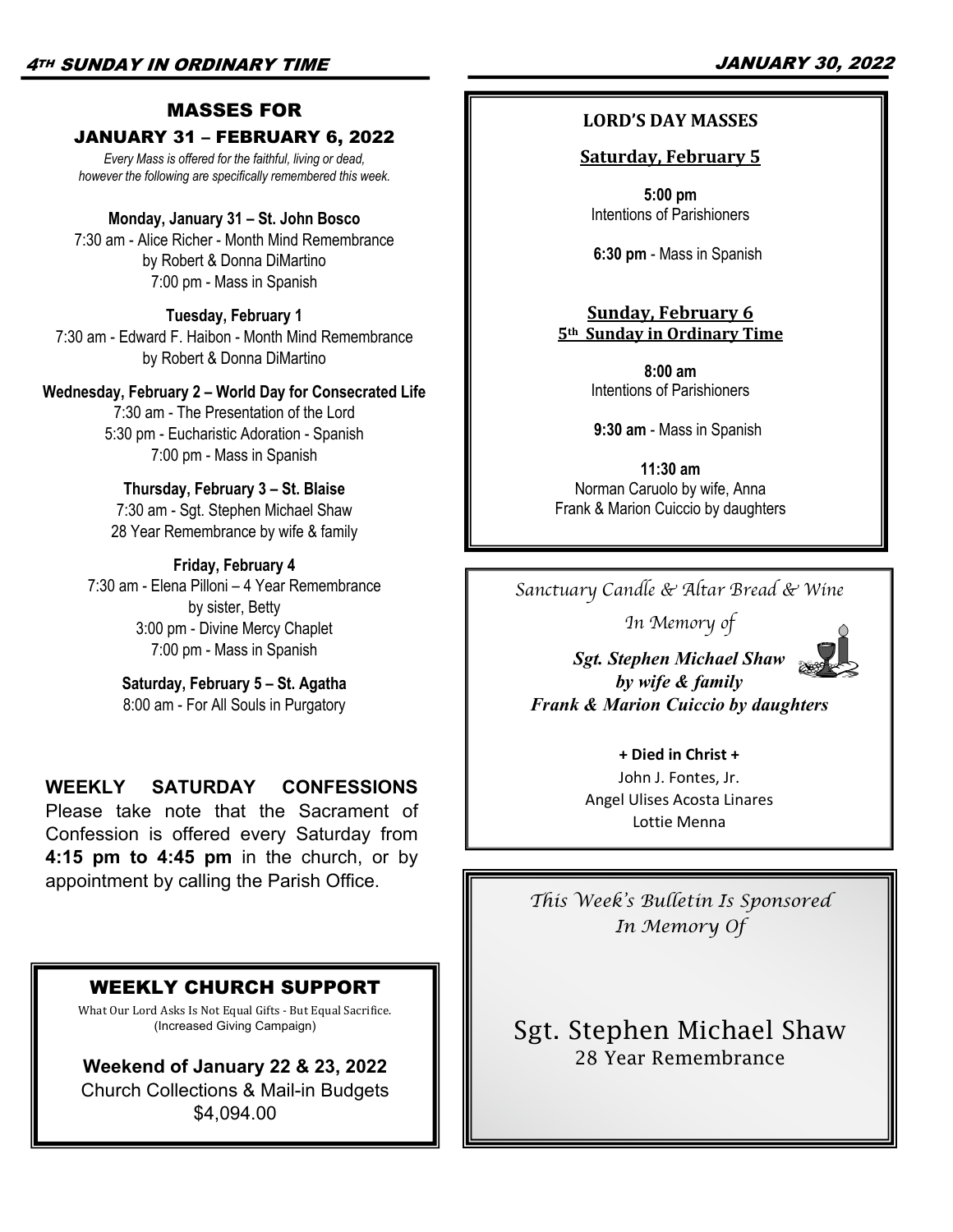## MASSES FOR
## JANUARY 31 – FEBRUARY 6, 2022

*Every Mass is offered for the faithful, living or dead, however the following are specifically remembered this week.*

**Monday, January 31 – St. John Bosco**
7:30 am - Alice Richer - Month Mind Remembrance by Robert & Donna DiMartino
7:00 pm - Mass in Spanish

**Tuesday, February 1**
7:30 am - Edward F. Haibon - Month Mind Remembrance by Robert & Donna DiMartino

**Wednesday, February 2 – World Day for Consecrated Life**
7:30 am - The Presentation of the Lord
5:30 pm - Eucharistic Adoration - Spanish
7:00 pm - Mass in Spanish

**Thursday, February 3 – St. Blaise**
7:30 am - Sgt. Stephen Michael Shaw 28 Year Remembrance by wife & family

**Friday, February 4**
7:30 am - Elena Pilloni – 4 Year Remembrance by sister, Betty
3:00 pm - Divine Mercy Chaplet
7:00 pm - Mass in Spanish

**Saturday, February 5 – St. Agatha**
8:00 am - For All Souls in Purgatory

**WEEKLY SATURDAY CONFESSIONS**
Please take note that the Sacrament of Confession is offered every Saturday from **4:15 pm to 4:45 pm** in the church, or by appointment by calling the Parish Office.

## WEEKLY CHURCH SUPPORT

What Our Lord Asks Is Not Equal Gifts - But Equal Sacrifice.
(Increased Giving Campaign)

**Weekend of January 22 & 23, 2022**
Church Collections & Mail-in Budgets
$4,094.00

## LORD'S DAY MASSES

**Saturday, February 5**

**5:00 pm**
Intentions of Parishioners

**6:30 pm** - Mass in Spanish

**Sunday, February 6**
**5th Sunday in Ordinary Time**

**8:00 am**
Intentions of Parishioners

**9:30 am** - Mass in Spanish

**11:30 am**
Norman Caruolo by wife, Anna
Frank & Marion Cuiccio by daughters

*Sanctuary Candle & Altar Bread & Wine*

*In Memory of*

***Sgt. Stephen Michael Shaw by wife & family***
***Frank & Marion Cuiccio by daughters***

**+ Died in Christ +**
John J. Fontes, Jr.
Angel Ulises Acosta Linares
Lottie Menna

*This Week's Bulletin Is Sponsored In Memory Of*

Sgt. Stephen Michael Shaw
28 Year Remembrance